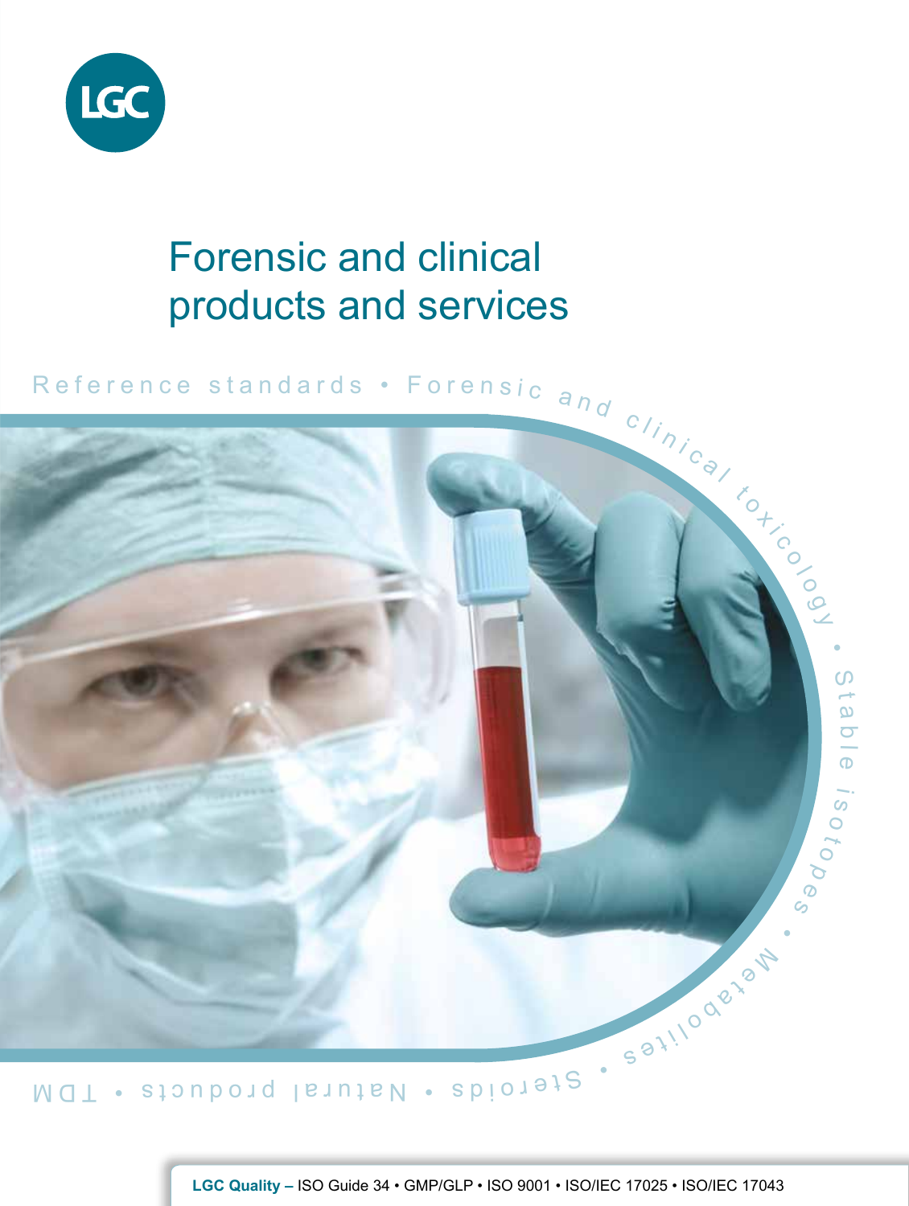# Forensic and clinical products and services

Reference standards • Forensic and clinical toxicology • Stable isotopes • Metabolites • Steroids • Natural products • TDM

**LGC Quality –** ISO Guide 34 • GMP/GLP • ISO 9001 • ISO/IEC 17025 • ISO/IEC 17043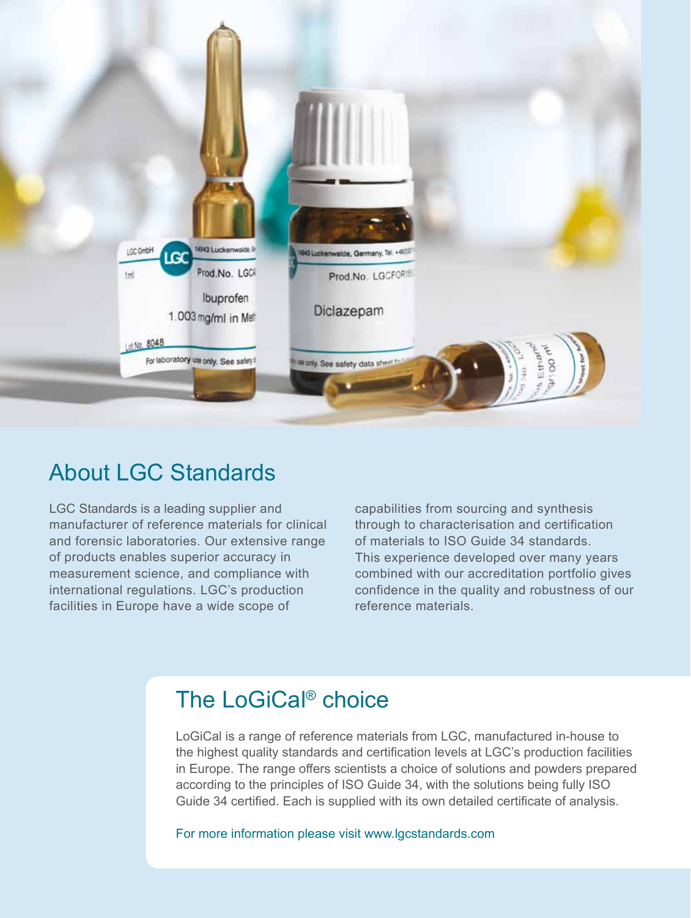## About LGC Standards

LGC Standards is a leading supplier and manufacturer of reference materials for clinical and forensic laboratories. Our extensive range of products enables superior accuracy in measurement science, and compliance with international regulations. LGC's production facilities in Europe have a wide scope of capabilities from sourcing and synthesis through to characterisation and certification of materials to ISO Guide 34 standards. This experience developed over many years combined with our accreditation portfolio gives confidence in the quality and robustness of our reference materials.

## The LoGiCal® choice

LoGiCal is a range of reference materials from LGC, manufactured in-house to the highest quality standards and certification levels at LGC's production facilities in Europe. The range offers scientists a choice of solutions and powders prepared according to the principles of ISO Guide 34, with the solutions being fully ISO Guide 34 certified. Each is supplied with its own detailed certificate of analysis.

For more information please visit www.lgcstandards.com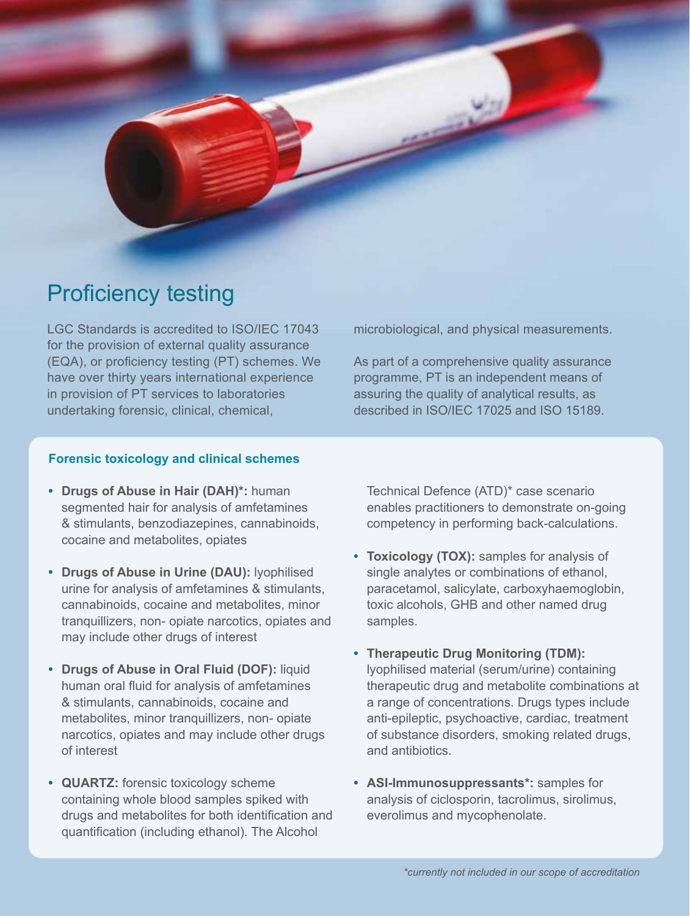# Proficiency testing

LGC Standards is accredited to ISO/IEC 17043 for the provision of external quality assurance (EQA), or proficiency testing (PT) schemes. We have over thirty years international experience in provision of PT services to laboratories undertaking forensic, clinical, chemical, microbiological, and physical measurements.

As part of a comprehensive quality assurance programme, PT is an independent means of assuring the quality of analytical results, as described in ISO/IEC 17025 and ISO 15189.

### Forensic toxicology and clinical schemes

- **Drugs of Abuse in Hair (DAH)*:** human segmented hair for analysis of amfetamines & stimulants, benzodiazepines, cannabinoids, cocaine and metabolites, opiates
- **Drugs of Abuse in Urine (DAU):** lyophilised urine for analysis of amfetamines & stimulants, cannabinoids, cocaine and metabolites, minor tranquillizers, non- opiate narcotics, opiates and may include other drugs of interest
- **Drugs of Abuse in Oral Fluid (DOF):** liquid human oral fluid for analysis of amfetamines & stimulants, cannabinoids, cocaine and metabolites, minor tranquillizers, non- opiate narcotics, opiates and may include other drugs of interest
- **QUARTZ:** forensic toxicology scheme containing whole blood samples spiked with drugs and metabolites for both identification and quantification (including ethanol). The Alcohol Technical Defence (ATD)* case scenario enables practitioners to demonstrate on-going competency in performing back-calculations.
- **Toxicology (TOX):** samples for analysis of single analytes or combinations of ethanol, paracetamol, salicylate, carboxyhaemoglobin, toxic alcohols, GHB and other named drug samples.
- **Therapeutic Drug Monitoring (TDM):** lyophilised material (serum/urine) containing therapeutic drug and metabolite combinations at a range of concentrations. Drugs types include anti-epileptic, psychoactive, cardiac, treatment of substance disorders, smoking related drugs, and antibiotics.
- **ASI-Immunosuppressants*:** samples for analysis of ciclosporin, tacrolimus, sirolimus, everolimus and mycophenolate.

*\*currently not included in our scope of accreditation*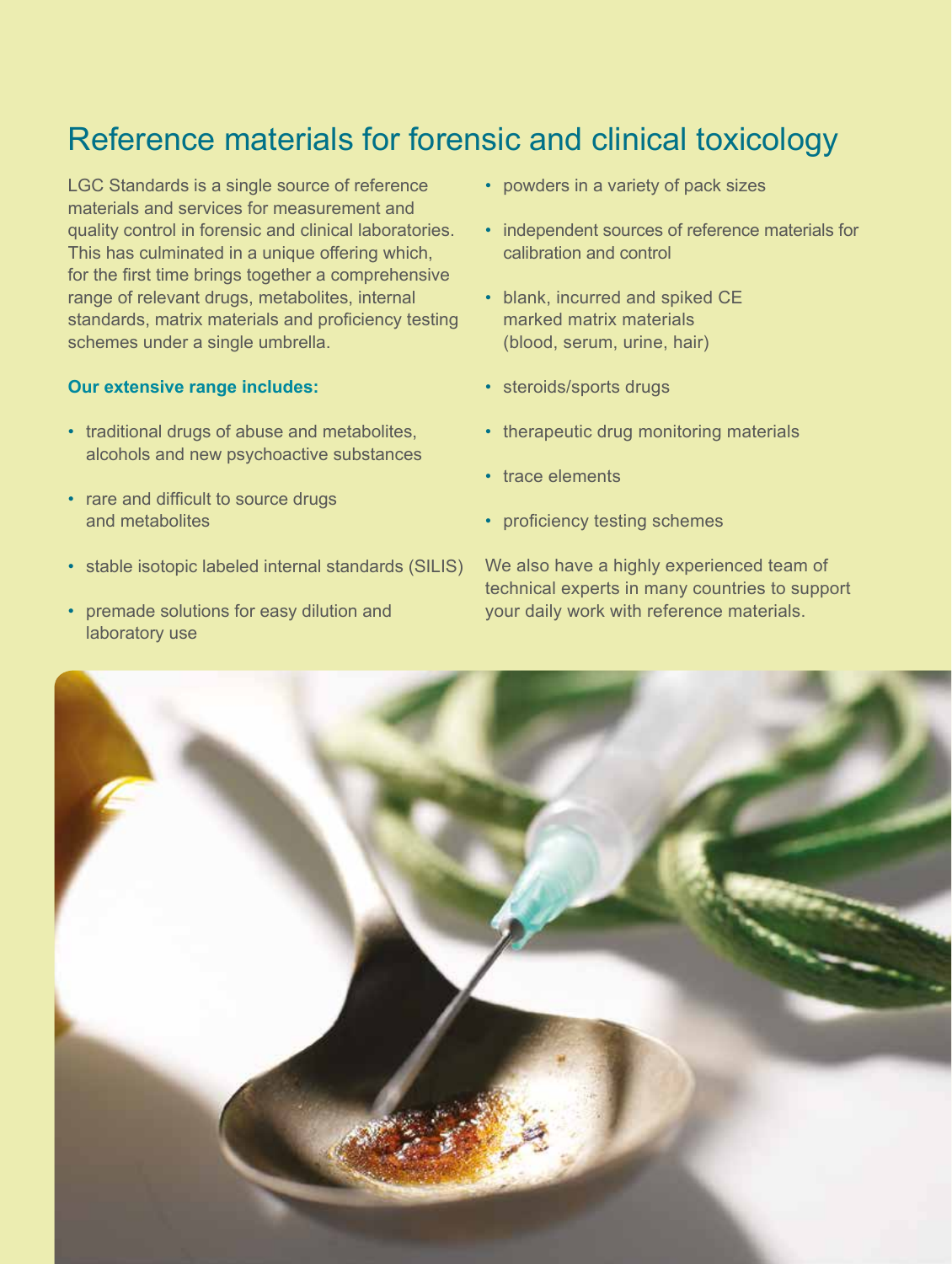# Reference materials for forensic and clinical toxicology

LGC Standards is a single source of reference materials and services for measurement and quality control in forensic and clinical laboratories. This has culminated in a unique offering which, for the first time brings together a comprehensive range of relevant drugs, metabolites, internal standards, matrix materials and proficiency testing schemes under a single umbrella.

**Our extensive range includes:**

- traditional drugs of abuse and metabolites, alcohols and new psychoactive substances
- rare and difficult to source drugs and metabolites
- stable isotopic labeled internal standards (SILIS)
- premade solutions for easy dilution and laboratory use
- powders in a variety of pack sizes
- independent sources of reference materials for calibration and control
- blank, incurred and spiked CE marked matrix materials (blood, serum, urine, hair)
- steroids/sports drugs
- therapeutic drug monitoring materials
- trace elements
- proficiency testing schemes

We also have a highly experienced team of technical experts in many countries to support your daily work with reference materials.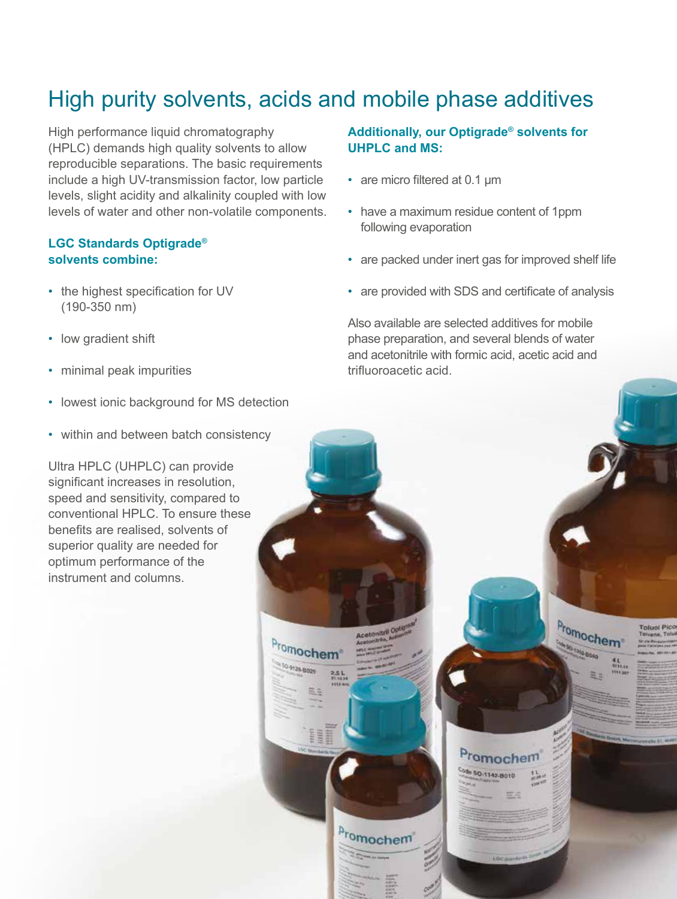# High purity solvents, acids and mobile phase additives

High performance liquid chromatography (HPLC) demands high quality solvents to allow reproducible separations. The basic requirements include a high UV-transmission factor, low particle levels, slight acidity and alkalinity coupled with low levels of water and other non-volatile components.

**LGC Standards Optigrade® solvents combine:**

- the highest specification for UV (190-350 nm)
- low gradient shift
- minimal peak impurities
- lowest ionic background for MS detection
- within and between batch consistency

Ultra HPLC (UHPLC) can provide significant increases in resolution, speed and sensitivity, compared to conventional HPLC. To ensure these benefits are realised, solvents of superior quality are needed for optimum performance of the instrument and columns.

**Additionally, our Optigrade® solvents for UHPLC and MS:**

- are micro filtered at 0.1 µm
- have a maximum residue content of 1ppm following evaporation
- are packed under inert gas for improved shelf life
- are provided with SDS and certificate of analysis

Also available are selected additives for mobile phase preparation, and several blends of water and acetonitrile with formic acid, acetic acid and trifluoroacetic acid.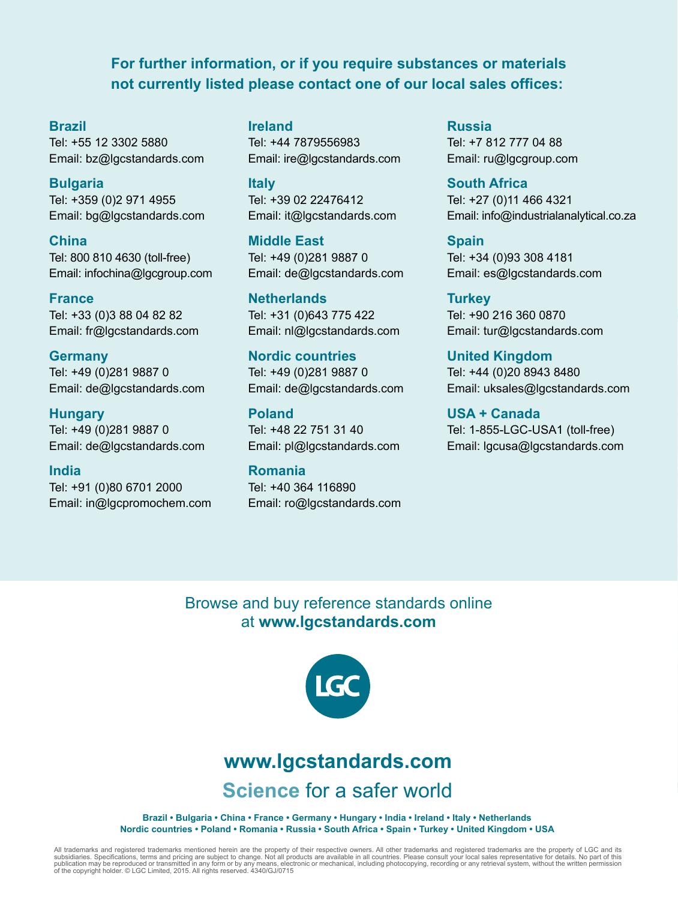**For further information, or if you require substances or materials not currently listed please contact one of our local sales offices:**

**Brazil**
Tel: +55 12 3302 5880
Email: bz@lgcstandards.com

**Bulgaria**
Tel: +359 (0)2 971 4955
Email: bg@lgcstandards.com

**China**
Tel: 800 810 4630 (toll-free)
Email: infochina@lgcgroup.com

**France**
Tel: +33 (0)3 88 04 82 82
Email: fr@lgcstandards.com

**Germany**
Tel: +49 (0)281 9887 0
Email: de@lgcstandards.com

**Hungary**
Tel: +49 (0)281 9887 0
Email: de@lgcstandards.com

**India**
Tel: +91 (0)80 6701 2000
Email: in@lgcpromochem.com

**Ireland**
Tel: +44 7879556983
Email: ire@lgcstandards.com

**Italy**
Tel: +39 02 22476412
Email: it@lgcstandards.com

**Middle East**
Tel: +49 (0)281 9887 0
Email: de@lgcstandards.com

**Netherlands**
Tel: +31 (0)643 775 422
Email: nl@lgcstandards.com

**Nordic countries**
Tel: +49 (0)281 9887 0
Email: de@lgcstandards.com

**Poland**
Tel: +48 22 751 31 40
Email: pl@lgcstandards.com

**Romania**
Tel: +40 364 116890
Email: ro@lgcstandards.com

**Russia**
Tel: +7 812 777 04 88
Email: ru@lgcgroup.com

**South Africa**
Tel: +27 (0)11 466 4321
Email: info@industrialanalytical.co.za

**Spain**
Tel: +34 (0)93 308 4181
Email: es@lgcstandards.com

**Turkey**
Tel: +90 216 360 0870
Email: tur@lgcstandards.com

**United Kingdom**
Tel: +44 (0)20 8943 8480
Email: uksales@lgcstandards.com

**USA + Canada**
Tel: 1-855-LGC-USA1 (toll-free)
Email: lgcusa@lgcstandards.com

Browse and buy reference standards online at **www.lgcstandards.com**

LGC

**www.lgcstandards.com**

**Science** for a safer world

**Brazil • Bulgaria • China • France • Germany • Hungary • India • Ireland • Italy • Netherlands**
**Nordic countries • Poland • Romania • Russia • South Africa • Spain • Turkey • United Kingdom • USA**

All trademarks and registered trademarks mentioned herein are the property of their respective owners. All other trademarks and registered trademarks are the property of LGC and its subsidiaries. Specifications, terms and pricing are subject to change. Not all products are available in all countries. Please consult your local sales representative for details. No part of this publication may be reproduced or transmitted in any form or by any means, electronic or mechanical, including photocopying, recording or any retrieval system, without the written permission of the copyright holder. © LGC Limited, 2015. All rights reserved. 4340/GJ/0715